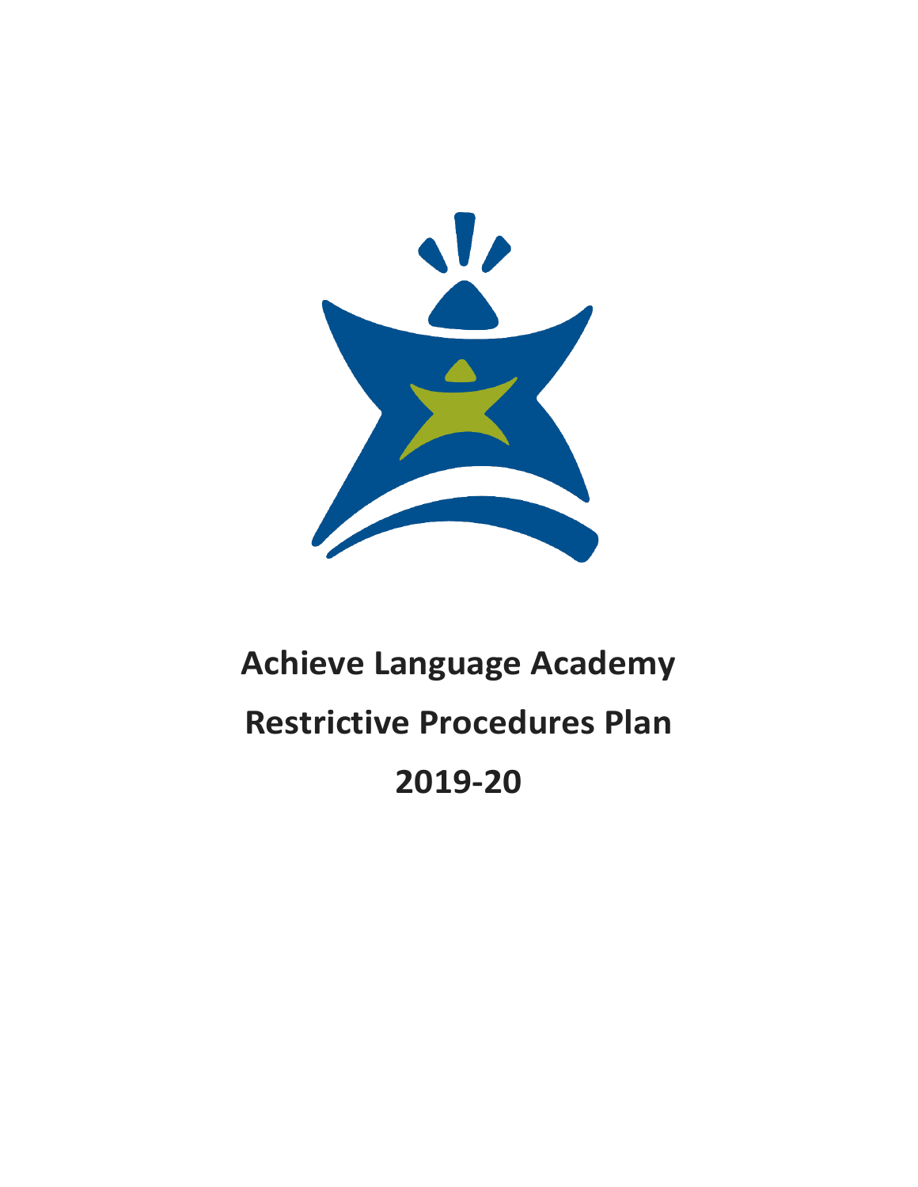# Achieve Language Academy

# Restrictive Procedures Plan

# 2019-20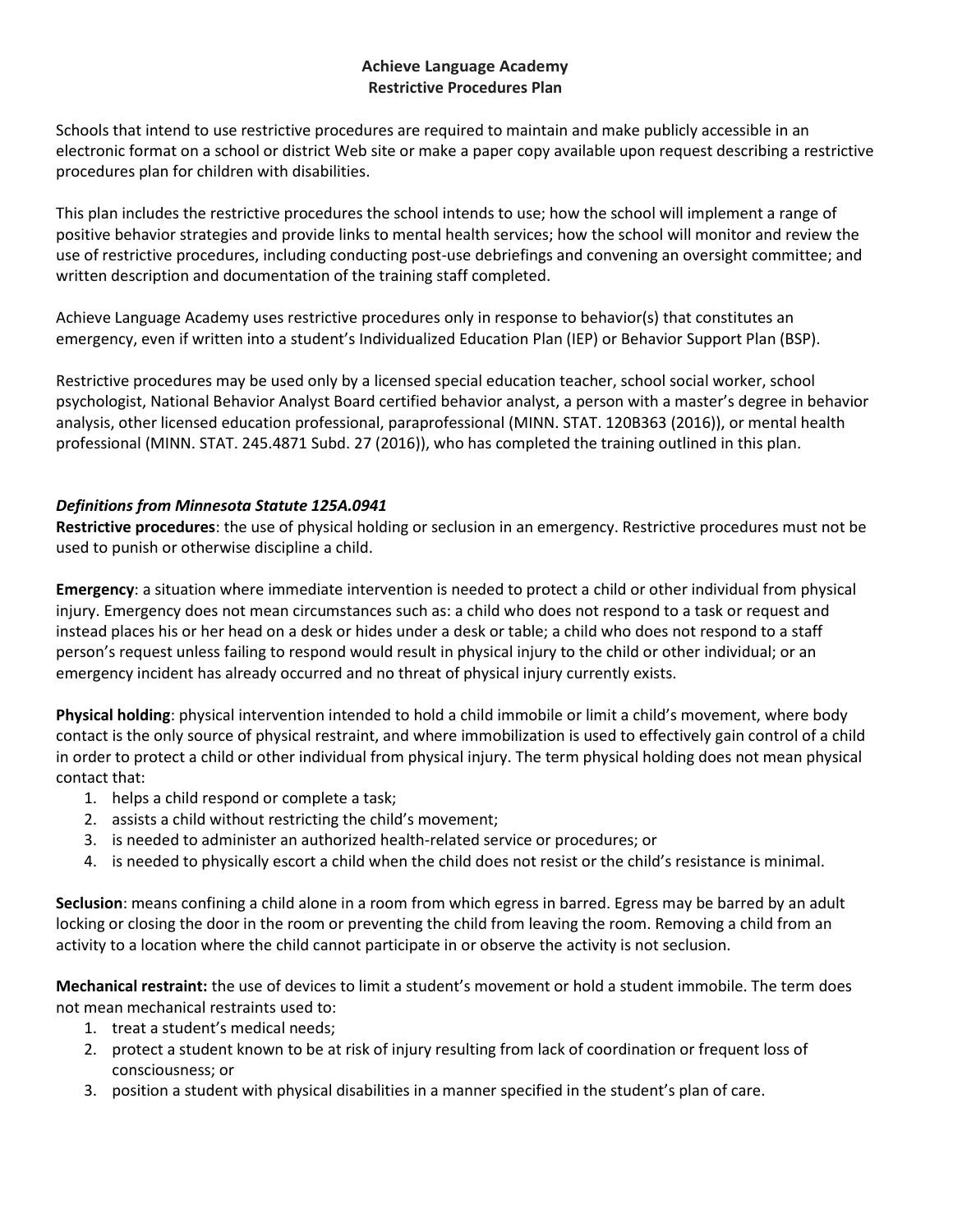**Achieve Language Academy**
**Restrictive Procedures Plan**

Schools that intend to use restrictive procedures are required to maintain and make publicly accessible in an electronic format on a school or district Web site or make a paper copy available upon request describing a restrictive procedures plan for children with disabilities.

This plan includes the restrictive procedures the school intends to use; how the school will implement a range of positive behavior strategies and provide links to mental health services; how the school will monitor and review the use of restrictive procedures, including conducting post-use debriefings and convening an oversight committee; and written description and documentation of the training staff completed.

Achieve Language Academy uses restrictive procedures only in response to behavior(s) that constitutes an emergency, even if written into a student's Individualized Education Plan (IEP) or Behavior Support Plan (BSP).

Restrictive procedures may be used only by a licensed special education teacher, school social worker, school psychologist, National Behavior Analyst Board certified behavior analyst, a person with a master's degree in behavior analysis, other licensed education professional, paraprofessional (MINN. STAT. 120B363 (2016)), or mental health professional (MINN. STAT. 245.4871 Subd. 27 (2016)), who has completed the training outlined in this plan.

***Definitions from Minnesota Statute 125A.0941***

**Restrictive procedures**: the use of physical holding or seclusion in an emergency. Restrictive procedures must not be used to punish or otherwise discipline a child.

**Emergency**: a situation where immediate intervention is needed to protect a child or other individual from physical injury. Emergency does not mean circumstances such as: a child who does not respond to a task or request and instead places his or her head on a desk or hides under a desk or table; a child who does not respond to a staff person's request unless failing to respond would result in physical injury to the child or other individual; or an emergency incident has already occurred and no threat of physical injury currently exists.

**Physical holding**: physical intervention intended to hold a child immobile or limit a child's movement, where body contact is the only source of physical restraint, and where immobilization is used to effectively gain control of a child in order to protect a child or other individual from physical injury. The term physical holding does not mean physical contact that:

1. helps a child respond or complete a task;
2. assists a child without restricting the child's movement;
3. is needed to administer an authorized health-related service or procedures; or
4. is needed to physically escort a child when the child does not resist or the child's resistance is minimal.

**Seclusion**: means confining a child alone in a room from which egress in barred. Egress may be barred by an adult locking or closing the door in the room or preventing the child from leaving the room. Removing a child from an activity to a location where the child cannot participate in or observe the activity is not seclusion.

**Mechanical restraint:** the use of devices to limit a student's movement or hold a student immobile. The term does not mean mechanical restraints used to:

1. treat a student's medical needs;
2. protect a student known to be at risk of injury resulting from lack of coordination or frequent loss of consciousness; or
3. position a student with physical disabilities in a manner specified in the student's plan of care.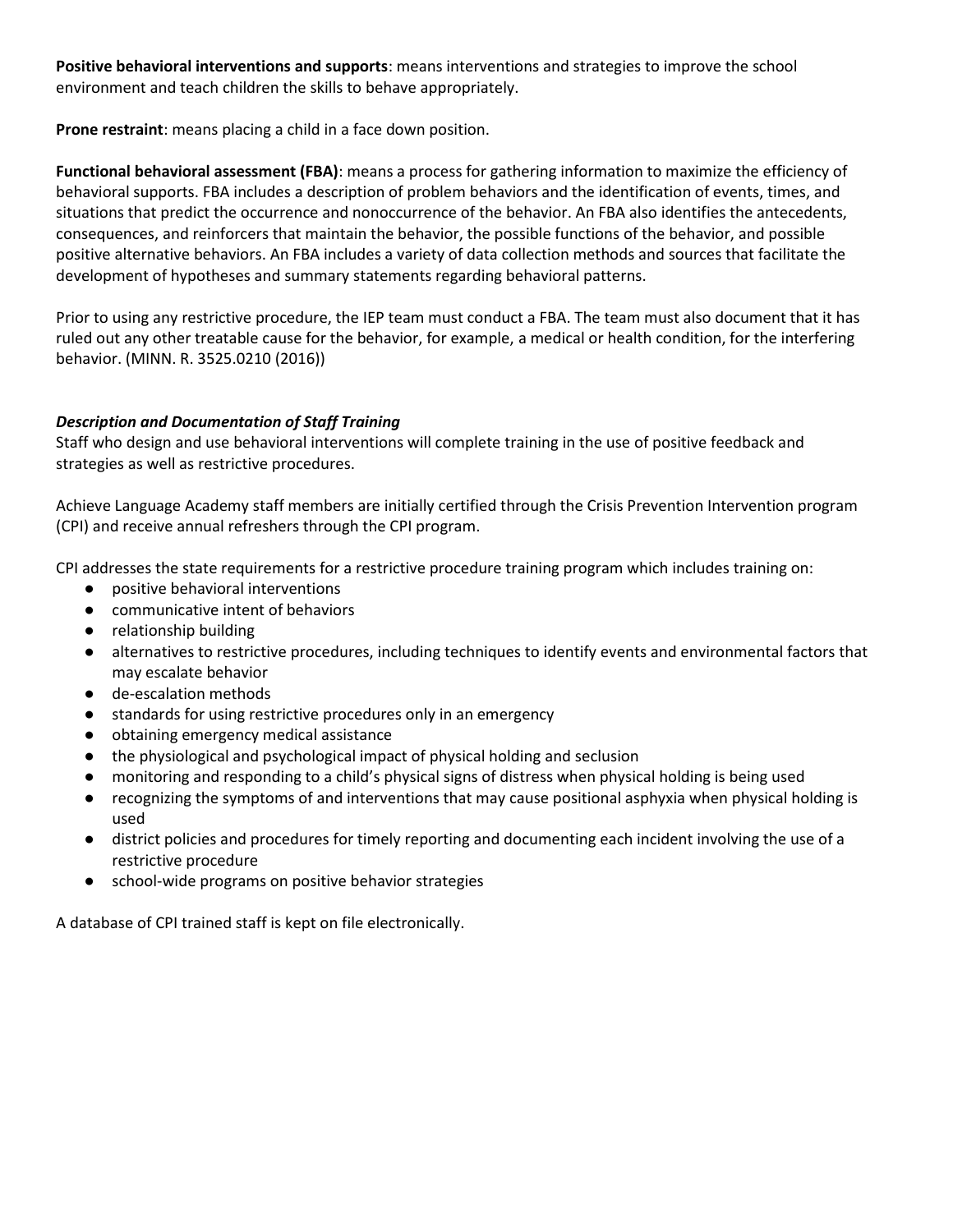**Positive behavioral interventions and supports**: means interventions and strategies to improve the school environment and teach children the skills to behave appropriately.

**Prone restraint**: means placing a child in a face down position.

**Functional behavioral assessment (FBA)**: means a process for gathering information to maximize the efficiency of behavioral supports. FBA includes a description of problem behaviors and the identification of events, times, and situations that predict the occurrence and nonoccurrence of the behavior. An FBA also identifies the antecedents, consequences, and reinforcers that maintain the behavior, the possible functions of the behavior, and possible positive alternative behaviors. An FBA includes a variety of data collection methods and sources that facilitate the development of hypotheses and summary statements regarding behavioral patterns.

Prior to using any restrictive procedure, the IEP team must conduct a FBA. The team must also document that it has ruled out any other treatable cause for the behavior, for example, a medical or health condition, for the interfering behavior. (MINN. R. 3525.0210 (2016))

***Description and Documentation of Staff Training***

Staff who design and use behavioral interventions will complete training in the use of positive feedback and strategies as well as restrictive procedures.

Achieve Language Academy staff members are initially certified through the Crisis Prevention Intervention program (CPI) and receive annual refreshers through the CPI program.

CPI addresses the state requirements for a restrictive procedure training program which includes training on:

- positive behavioral interventions
- communicative intent of behaviors
- relationship building
- alternatives to restrictive procedures, including techniques to identify events and environmental factors that may escalate behavior
- de-escalation methods
- standards for using restrictive procedures only in an emergency
- obtaining emergency medical assistance
- the physiological and psychological impact of physical holding and seclusion
- monitoring and responding to a child's physical signs of distress when physical holding is being used
- recognizing the symptoms of and interventions that may cause positional asphyxia when physical holding is used
- district policies and procedures for timely reporting and documenting each incident involving the use of a restrictive procedure
- school-wide programs on positive behavior strategies

A database of CPI trained staff is kept on file electronically.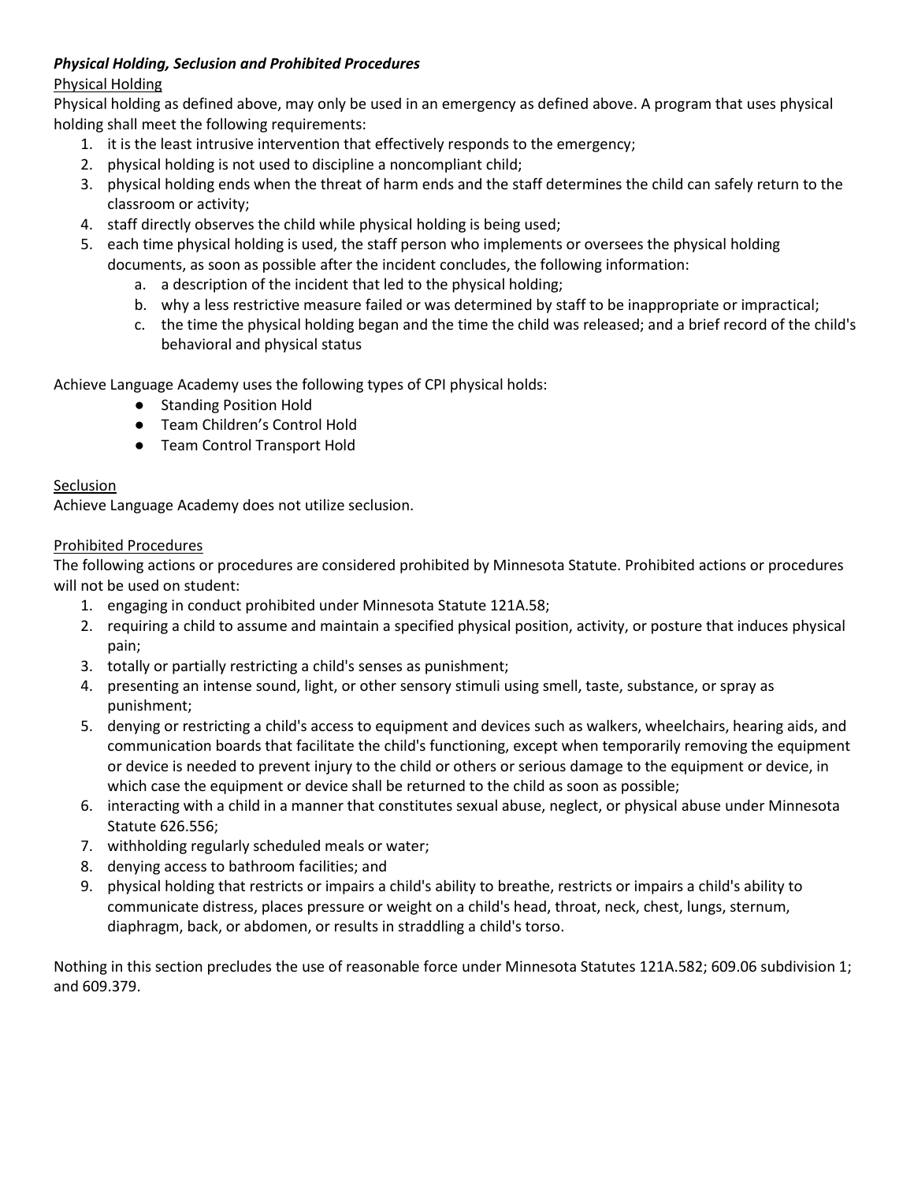### ***Physical Holding, Seclusion and Prohibited Procedures***

Physical Holding

Physical holding as defined above, may only be used in an emergency as defined above. A program that uses physical holding shall meet the following requirements:

1. it is the least intrusive intervention that effectively responds to the emergency;
2. physical holding is not used to discipline a noncompliant child;
3. physical holding ends when the threat of harm ends and the staff determines the child can safely return to the classroom or activity;
4. staff directly observes the child while physical holding is being used;
5. each time physical holding is used, the staff person who implements or oversees the physical holding documents, as soon as possible after the incident concludes, the following information:
    a. a description of the incident that led to the physical holding;
    b. why a less restrictive measure failed or was determined by staff to be inappropriate or impractical;
    c. the time the physical holding began and the time the child was released; and a brief record of the child's behavioral and physical status

Achieve Language Academy uses the following types of CPI physical holds:

- Standing Position Hold
- Team Children's Control Hold
- Team Control Transport Hold

Seclusion

Achieve Language Academy does not utilize seclusion.

Prohibited Procedures

The following actions or procedures are considered prohibited by Minnesota Statute. Prohibited actions or procedures will not be used on student:

1. engaging in conduct prohibited under Minnesota Statute 121A.58;
2. requiring a child to assume and maintain a specified physical position, activity, or posture that induces physical pain;
3. totally or partially restricting a child's senses as punishment;
4. presenting an intense sound, light, or other sensory stimuli using smell, taste, substance, or spray as punishment;
5. denying or restricting a child's access to equipment and devices such as walkers, wheelchairs, hearing aids, and communication boards that facilitate the child's functioning, except when temporarily removing the equipment or device is needed to prevent injury to the child or others or serious damage to the equipment or device, in which case the equipment or device shall be returned to the child as soon as possible;
6. interacting with a child in a manner that constitutes sexual abuse, neglect, or physical abuse under Minnesota Statute 626.556;
7. withholding regularly scheduled meals or water;
8. denying access to bathroom facilities; and
9. physical holding that restricts or impairs a child's ability to breathe, restricts or impairs a child's ability to communicate distress, places pressure or weight on a child's head, throat, neck, chest, lungs, sternum, diaphragm, back, or abdomen, or results in straddling a child's torso.

Nothing in this section precludes the use of reasonable force under Minnesota Statutes 121A.582; 609.06 subdivision 1; and 609.379.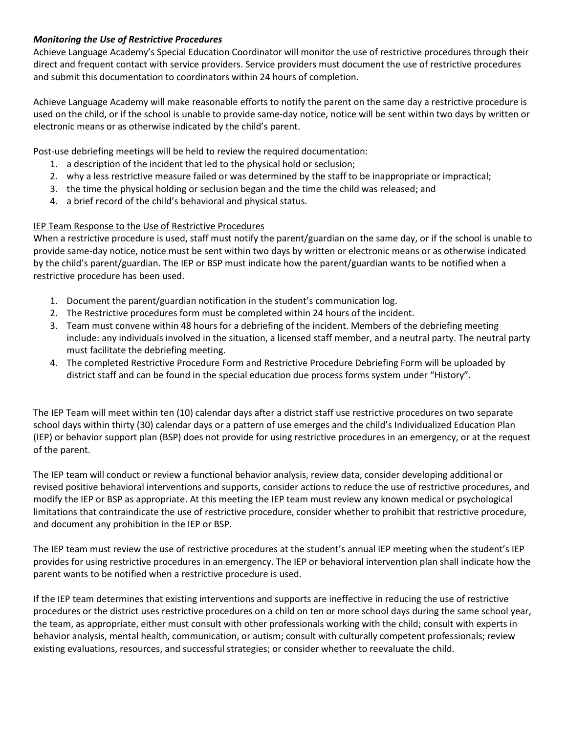***Monitoring the Use of Restrictive Procedures***

Achieve Language Academy's Special Education Coordinator will monitor the use of restrictive procedures through their direct and frequent contact with service providers. Service providers must document the use of restrictive procedures and submit this documentation to coordinators within 24 hours of completion.

Achieve Language Academy will make reasonable efforts to notify the parent on the same day a restrictive procedure is used on the child, or if the school is unable to provide same-day notice, notice will be sent within two days by written or electronic means or as otherwise indicated by the child's parent.

Post-use debriefing meetings will be held to review the required documentation:

1. a description of the incident that led to the physical hold or seclusion;
2. why a less restrictive measure failed or was determined by the staff to be inappropriate or impractical;
3. the time the physical holding or seclusion began and the time the child was released; and
4. a brief record of the child's behavioral and physical status.

<u>IEP Team Response to the Use of Restrictive Procedures</u>

When a restrictive procedure is used, staff must notify the parent/guardian on the same day, or if the school is unable to provide same-day notice, notice must be sent within two days by written or electronic means or as otherwise indicated by the child's parent/guardian. The IEP or BSP must indicate how the parent/guardian wants to be notified when a restrictive procedure has been used.

1. Document the parent/guardian notification in the student's communication log.
2. The Restrictive procedures form must be completed within 24 hours of the incident.
3. Team must convene within 48 hours for a debriefing of the incident. Members of the debriefing meeting include: any individuals involved in the situation, a licensed staff member, and a neutral party. The neutral party must facilitate the debriefing meeting.
4. The completed Restrictive Procedure Form and Restrictive Procedure Debriefing Form will be uploaded by district staff and can be found in the special education due process forms system under "History".

The IEP Team will meet within ten (10) calendar days after a district staff use restrictive procedures on two separate school days within thirty (30) calendar days or a pattern of use emerges and the child's Individualized Education Plan (IEP) or behavior support plan (BSP) does not provide for using restrictive procedures in an emergency, or at the request of the parent.

The IEP team will conduct or review a functional behavior analysis, review data, consider developing additional or revised positive behavioral interventions and supports, consider actions to reduce the use of restrictive procedures, and modify the IEP or BSP as appropriate. At this meeting the IEP team must review any known medical or psychological limitations that contraindicate the use of restrictive procedure, consider whether to prohibit that restrictive procedure, and document any prohibition in the IEP or BSP.

The IEP team must review the use of restrictive procedures at the student's annual IEP meeting when the student's IEP provides for using restrictive procedures in an emergency. The IEP or behavioral intervention plan shall indicate how the parent wants to be notified when a restrictive procedure is used.

If the IEP team determines that existing interventions and supports are ineffective in reducing the use of restrictive procedures or the district uses restrictive procedures on a child on ten or more school days during the same school year, the team, as appropriate, either must consult with other professionals working with the child; consult with experts in behavior analysis, mental health, communication, or autism; consult with culturally competent professionals; review existing evaluations, resources, and successful strategies; or consider whether to reevaluate the child.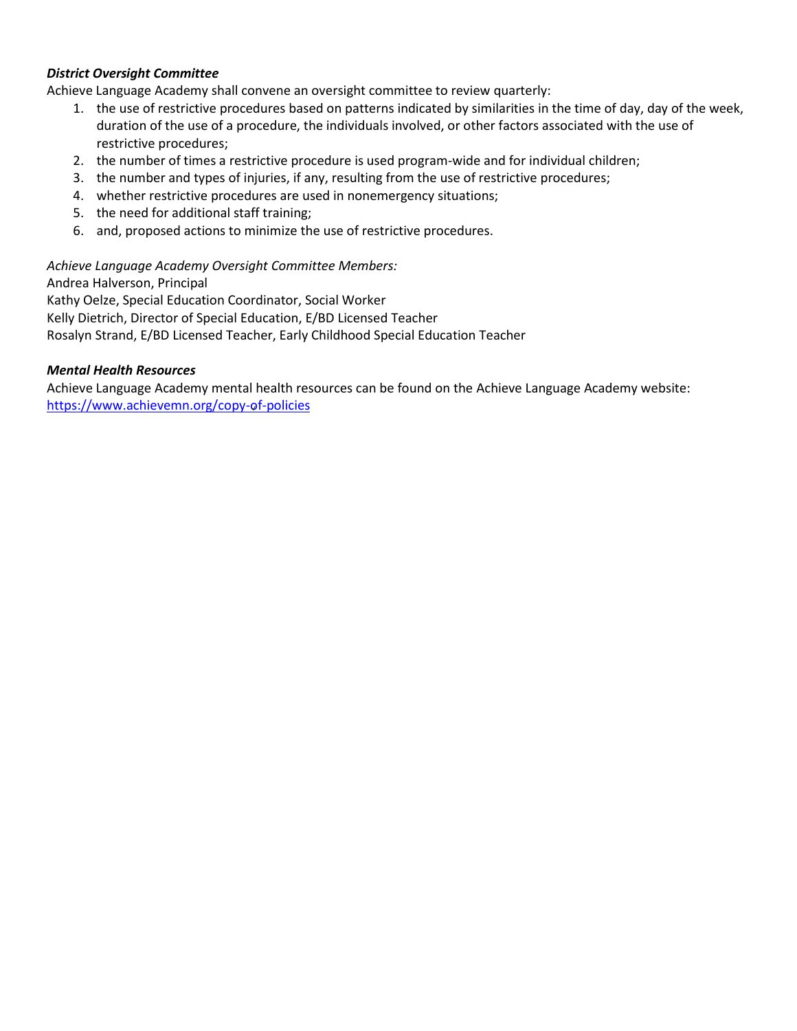***District Oversight Committee***

Achieve Language Academy shall convene an oversight committee to review quarterly:

1. the use of restrictive procedures based on patterns indicated by similarities in the time of day, day of the week, duration of the use of a procedure, the individuals involved, or other factors associated with the use of restrictive procedures;
2. the number of times a restrictive procedure is used program-wide and for individual children;
3. the number and types of injuries, if any, resulting from the use of restrictive procedures;
4. whether restrictive procedures are used in nonemergency situations;
5. the need for additional staff training;
6. and, proposed actions to minimize the use of restrictive procedures.

*Achieve Language Academy Oversight Committee Members:*

Andrea Halverson, Principal
Kathy Oelze, Special Education Coordinator, Social Worker
Kelly Dietrich, Director of Special Education, E/BD Licensed Teacher
Rosalyn Strand, E/BD Licensed Teacher, Early Childhood Special Education Teacher

***Mental Health Resources***

Achieve Language Academy mental health resources can be found on the Achieve Language Academy website: [https://www.achievemn.org/copy-of-policies](https://www.achievemn.org/copy-of-policies)